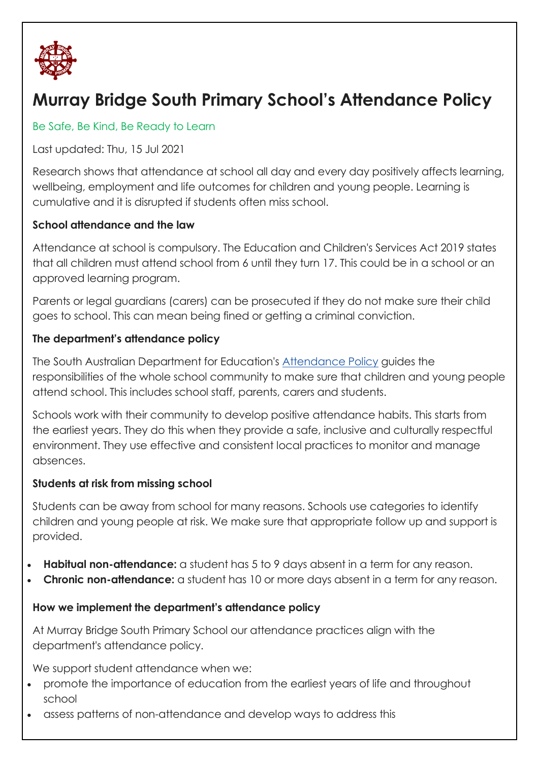# Murray Bridge South Primary School's Attendance Policy

Be Safe, Be Kind, Be Ready to Learn

Last updated: Thu, 15 Jul 2021

Research shows that attendance at school all day and every day positively affects learning, wellbeing, employment and life outcomes for children and young people. Learning is cumulative and it is disrupted if students often miss school.

**School attendance and the law**

Attendance at school is compulsory. The Education and Children's Services Act 2019 states that all children must attend school from 6 until they turn 17. This could be in a school or an approved learning program.

Parents or legal guardians (carers) can be prosecuted if they do not make sure their child goes to school. This can mean being fined or getting a criminal conviction.

**The department's attendance policy**

The South Australian Department for Education's Attendance Policy guides the responsibilities of the whole school community to make sure that children and young people attend school. This includes school staff, parents, carers and students.

Schools work with their community to develop positive attendance habits. This starts from the earliest years. They do this when they provide a safe, inclusive and culturally respectful environment. They use effective and consistent local practices to monitor and manage absences.

**Students at risk from missing school**

Students can be away from school for many reasons. Schools use categories to identify children and young people at risk. We make sure that appropriate follow up and support is provided.

- **Habitual non-attendance:** a student has 5 to 9 days absent in a term for any reason.
- **Chronic non-attendance:** a student has 10 or more days absent in a term for any reason.

**How we implement the department's attendance policy**

At Murray Bridge South Primary School our attendance practices align with the department's attendance policy.

We support student attendance when we:

- promote the importance of education from the earliest years of life and throughout school
- assess patterns of non-attendance and develop ways to address this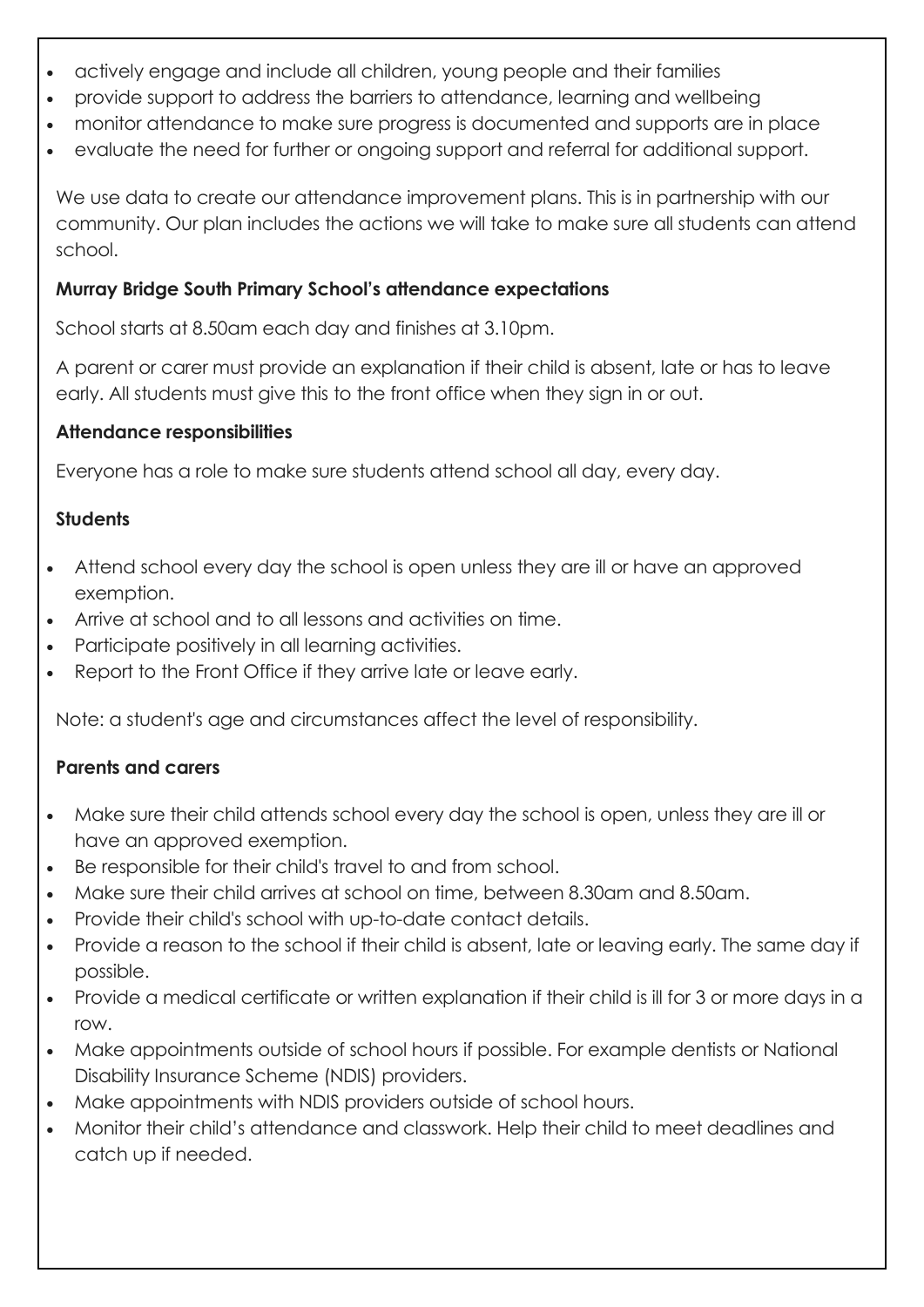- actively engage and include all children, young people and their families
- provide support to address the barriers to attendance, learning and wellbeing
- monitor attendance to make sure progress is documented and supports are in place
- evaluate the need for further or ongoing support and referral for additional support.

We use data to create our attendance improvement plans. This is in partnership with our community. Our plan includes the actions we will take to make sure all students can attend school.

**Murray Bridge South Primary School's attendance expectations**

School starts at 8.50am each day and finishes at 3.10pm.

A parent or carer must provide an explanation if their child is absent, late or has to leave early. All students must give this to the front office when they sign in or out.

**Attendance responsibilities**

Everyone has a role to make sure students attend school all day, every day.

**Students**

- Attend school every day the school is open unless they are ill or have an approved exemption.
- Arrive at school and to all lessons and activities on time.
- Participate positively in all learning activities.
- Report to the Front Office if they arrive late or leave early.

Note: a student's age and circumstances affect the level of responsibility.

**Parents and carers**

- Make sure their child attends school every day the school is open, unless they are ill or have an approved exemption.
- Be responsible for their child's travel to and from school.
- Make sure their child arrives at school on time, between 8.30am and 8.50am.
- Provide their child's school with up-to-date contact details.
- Provide a reason to the school if their child is absent, late or leaving early. The same day if possible.
- Provide a medical certificate or written explanation if their child is ill for 3 or more days in a row.
- Make appointments outside of school hours if possible. For example dentists or National Disability Insurance Scheme (NDIS) providers.
- Make appointments with NDIS providers outside of school hours.
- Monitor their child's attendance and classwork. Help their child to meet deadlines and catch up if needed.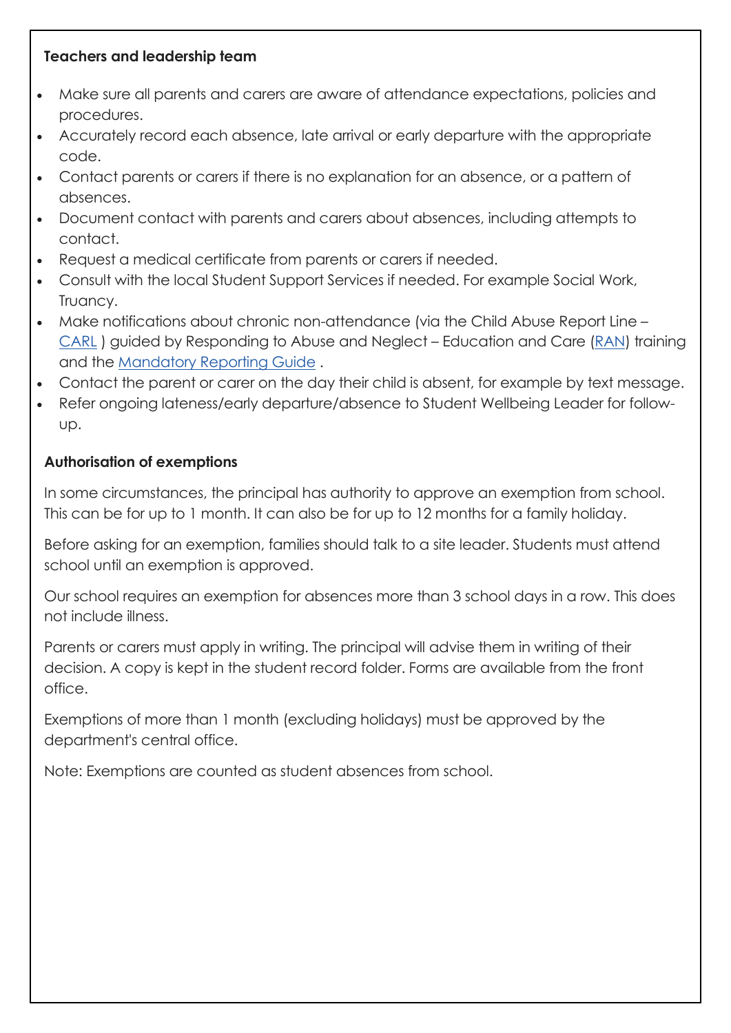**Teachers and leadership team**

- Make sure all parents and carers are aware of attendance expectations, policies and procedures.
- Accurately record each absence, late arrival or early departure with the appropriate code.
- Contact parents or carers if there is no explanation for an absence, or a pattern of absences.
- Document contact with parents and carers about absences, including attempts to contact.
- Request a medical certificate from parents or carers if needed.
- Consult with the local Student Support Services if needed. For example Social Work, Truancy.
- Make notifications about chronic non-attendance (via the Child Abuse Report Line – CARL ) guided by Responding to Abuse and Neglect – Education and Care (RAN) training and the Mandatory Reporting Guide .
- Contact the parent or carer on the day their child is absent, for example by text message.
- Refer ongoing lateness/early departure/absence to Student Wellbeing Leader for follow-up.

**Authorisation of exemptions**

In some circumstances, the principal has authority to approve an exemption from school. This can be for up to 1 month. It can also be for up to 12 months for a family holiday.

Before asking for an exemption, families should talk to a site leader. Students must attend school until an exemption is approved.

Our school requires an exemption for absences more than 3 school days in a row. This does not include illness.

Parents or carers must apply in writing. The principal will advise them in writing of their decision. A copy is kept in the student record folder. Forms are available from the front office.

Exemptions of more than 1 month (excluding holidays) must be approved by the department's central office.

Note: Exemptions are counted as student absences from school.